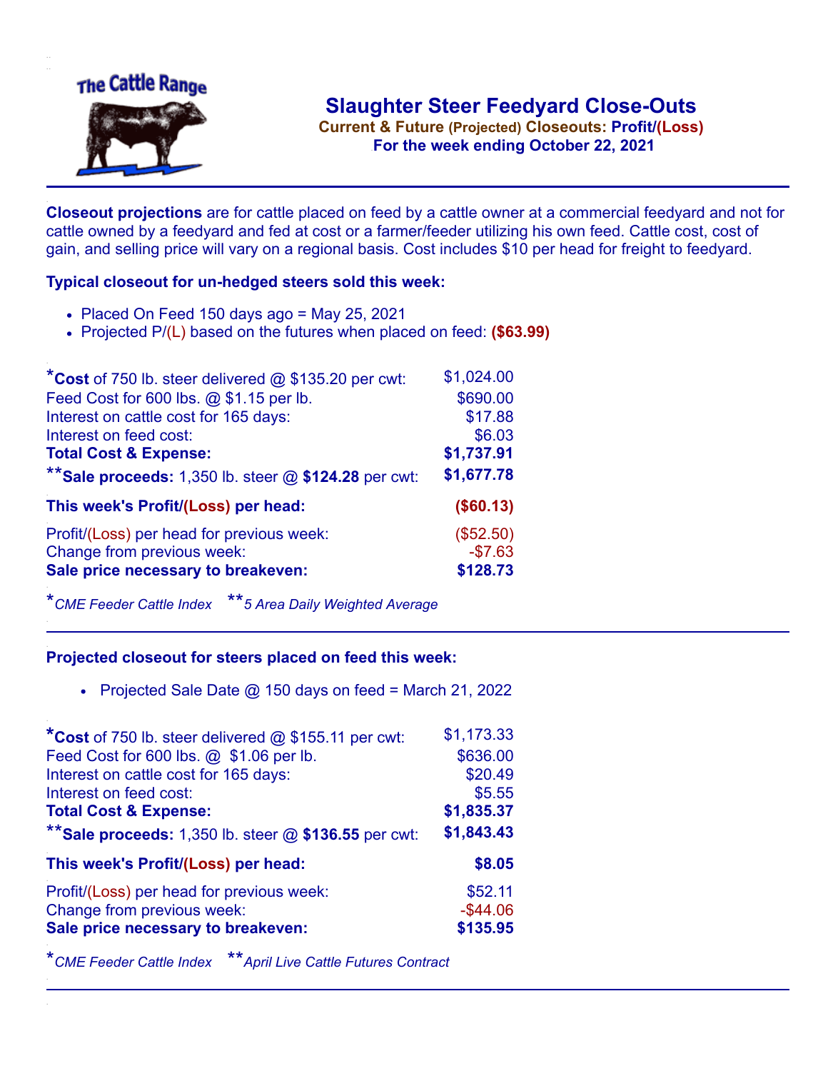The Cattle Range

# Slaughter Steer Feedyard Close-Outs

**Current & Future (Projected) Closeouts: Profit/(Loss)**

**For the week ending October 22, 2021**

**Closeout projections** are for cattle placed on feed by a cattle owner at a commercial feedyard and not for cattle owned by a feedyard and fed at cost or a farmer/feeder utilizing his own feed. Cattle cost, cost of gain, and selling price will vary on a regional basis. Cost includes $10 per head for freight to feedyard.

### Typical closeout for un-hedged steers sold this week:

- Placed On Feed 150 days ago = May 25, 2021
- Projected P/(L) based on the futures when placed on feed: **($63.99)**

| | |
|---|---|
| ***Cost** of 750 lb. steer delivered @ $135.20 per cwt: | $1,024.00 |
| Feed Cost for 600 lbs. @ $1.15 per lb. | $690.00 |
| Interest on cattle cost for 165 days: | $17.88 |
| Interest on feed cost: | $6.03 |
| **Total Cost & Expense:** | **$1,737.91** |
| ****Sale proceeds:** 1,350 lb. steer @ **$124.28** per cwt: | **$1,677.78** |
| **This week's Profit/(Loss) per head:** | **($60.13)** |
| Profit/(Loss) per head for previous week: | ($52.50) |
| Change from previous week: | -$7.63 |
| **Sale price necessary to breakeven:** | **$128.73** |

*CME Feeder Cattle Index **5 Area Daily Weighted Average

### Projected closeout for steers placed on feed this week:

- Projected Sale Date @ 150 days on feed = March 21, 2022

| | |
|---|---|
| ***Cost** of 750 lb. steer delivered @ $155.11 per cwt: | $1,173.33 |
| Feed Cost for 600 lbs. @ $1.06 per lb. | $636.00 |
| Interest on cattle cost for 165 days: | $20.49 |
| Interest on feed cost: | $5.55 |
| **Total Cost & Expense:** | **$1,835.37** |
| ****Sale proceeds:** 1,350 lb. steer @ **$136.55** per cwt: | **$1,843.43** |
| **This week's Profit/(Loss) per head:** | **$8.05** |
| Profit/(Loss) per head for previous week: | $52.11 |
| Change from previous week: | -$44.06 |
| **Sale price necessary to breakeven:** | **$135.95** |

*CME Feeder Cattle Index **April Live Cattle Futures Contract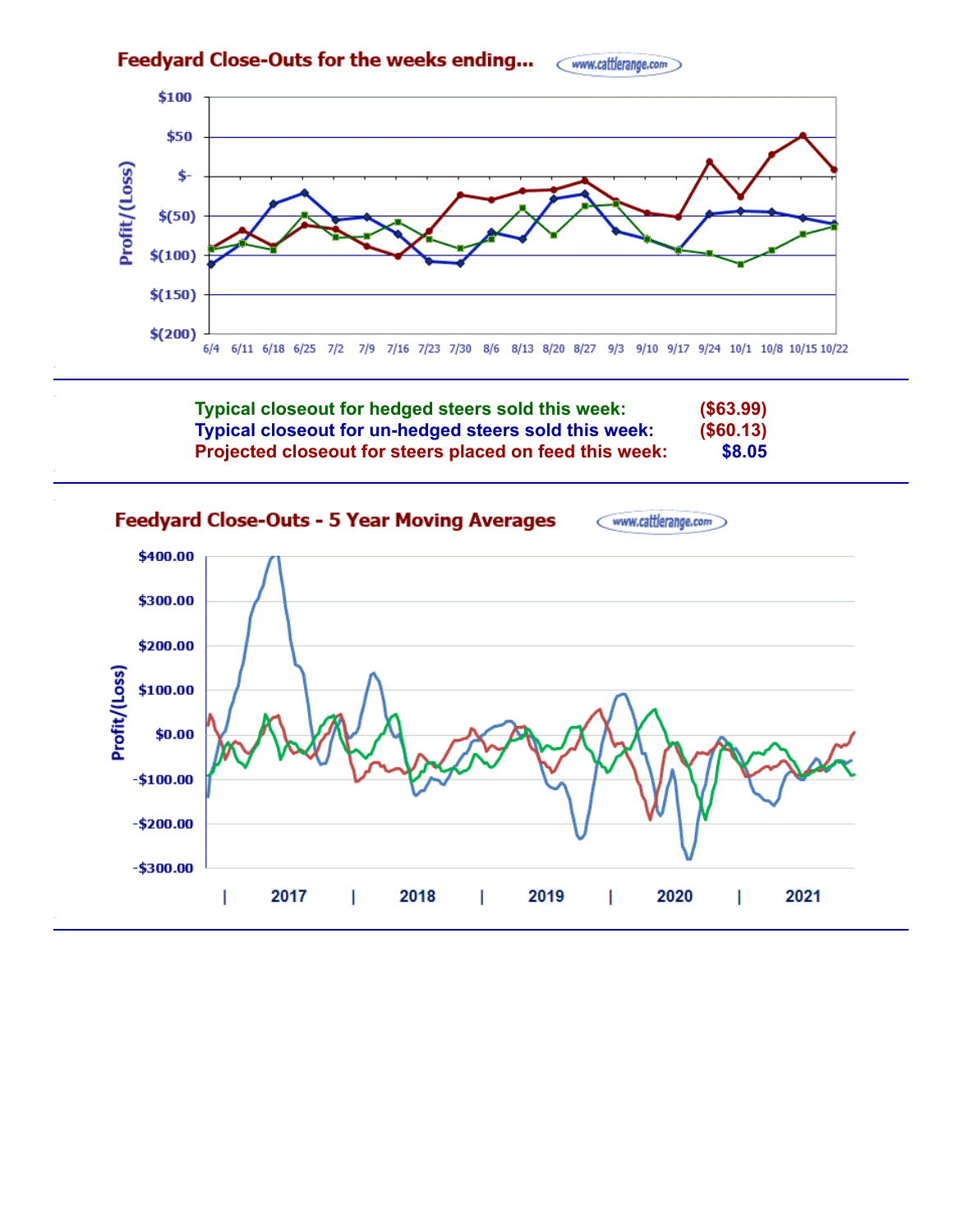## Feedyard Close-Outs for the weeks ending...

www.cattlerange.com

Profit/(Loss)

$100
$50
$-
$(50)
$(100)
$(150)
$(200)

6/4 6/11 6/18 6/25 7/2 7/9 7/16 7/23 7/30 8/6 8/13 8/20 8/27 9/3 9/10 9/17 9/24 10/1 10/8 10/15 10/22

---

**Typical closeout for hedged steers sold this week:** **($63.99)**
**Typical closeout for un-hedged steers sold this week:** **($60.13)**
**Projected closeout for steers placed on feed this week:** **$8.05**

---

## Feedyard Close-Outs - 5 Year Moving Averages

www.cattlerange.com

Profit/(Loss)

$400.00
$300.00
$200.00
$100.00
$0.00
-$100.00
-$200.00
-$300.00

2017 2018 2019 2020 2021